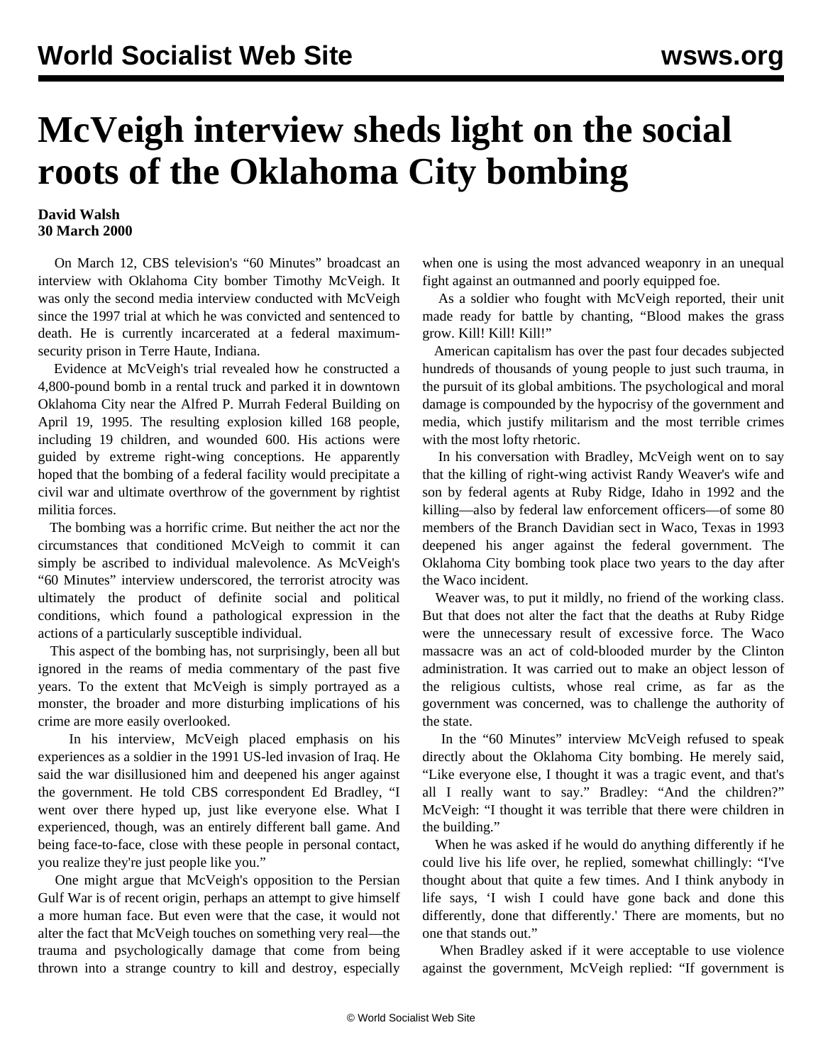# McVeigh interview sheds light on the social roots of the Oklahoma City bombing

**David Walsh**
**30 March 2000**

On March 12, CBS television's "60 Minutes" broadcast an interview with Oklahoma City bomber Timothy McVeigh. It was only the second media interview conducted with McVeigh since the 1997 trial at which he was convicted and sentenced to death. He is currently incarcerated at a federal maximum-security prison in Terre Haute, Indiana.

Evidence at McVeigh's trial revealed how he constructed a 4,800-pound bomb in a rental truck and parked it in downtown Oklahoma City near the Alfred P. Murrah Federal Building on April 19, 1995. The resulting explosion killed 168 people, including 19 children, and wounded 600. His actions were guided by extreme right-wing conceptions. He apparently hoped that the bombing of a federal facility would precipitate a civil war and ultimate overthrow of the government by rightist militia forces.

The bombing was a horrific crime. But neither the act nor the circumstances that conditioned McVeigh to commit it can simply be ascribed to individual malevolence. As McVeigh's "60 Minutes" interview underscored, the terrorist atrocity was ultimately the product of definite social and political conditions, which found a pathological expression in the actions of a particularly susceptible individual.

This aspect of the bombing has, not surprisingly, been all but ignored in the reams of media commentary of the past five years. To the extent that McVeigh is simply portrayed as a monster, the broader and more disturbing implications of his crime are more easily overlooked.

In his interview, McVeigh placed emphasis on his experiences as a soldier in the 1991 US-led invasion of Iraq. He said the war disillusioned him and deepened his anger against the government. He told CBS correspondent Ed Bradley, "I went over there hyped up, just like everyone else. What I experienced, though, was an entirely different ball game. And being face-to-face, close with these people in personal contact, you realize they're just people like you."

One might argue that McVeigh's opposition to the Persian Gulf War is of recent origin, perhaps an attempt to give himself a more human face. But even were that the case, it would not alter the fact that McVeigh touches on something very real—the trauma and psychologically damage that come from being thrown into a strange country to kill and destroy, especially when one is using the most advanced weaponry in an unequal fight against an outmanned and poorly equipped foe.

As a soldier who fought with McVeigh reported, their unit made ready for battle by chanting, "Blood makes the grass grow. Kill! Kill! Kill!"

American capitalism has over the past four decades subjected hundreds of thousands of young people to just such trauma, in the pursuit of its global ambitions. The psychological and moral damage is compounded by the hypocrisy of the government and media, which justify militarism and the most terrible crimes with the most lofty rhetoric.

In his conversation with Bradley, McVeigh went on to say that the killing of right-wing activist Randy Weaver's wife and son by federal agents at Ruby Ridge, Idaho in 1992 and the killing—also by federal law enforcement officers—of some 80 members of the Branch Davidian sect in Waco, Texas in 1993 deepened his anger against the federal government. The Oklahoma City bombing took place two years to the day after the Waco incident.

Weaver was, to put it mildly, no friend of the working class. But that does not alter the fact that the deaths at Ruby Ridge were the unnecessary result of excessive force. The Waco massacre was an act of cold-blooded murder by the Clinton administration. It was carried out to make an object lesson of the religious cultists, whose real crime, as far as the government was concerned, was to challenge the authority of the state.

In the "60 Minutes" interview McVeigh refused to speak directly about the Oklahoma City bombing. He merely said, "Like everyone else, I thought it was a tragic event, and that's all I really want to say." Bradley: "And the children?" McVeigh: "I thought it was terrible that there were children in the building."

When he was asked if he would do anything differently if he could live his life over, he replied, somewhat chillingly: "I've thought about that quite a few times. And I think anybody in life says, 'I wish I could have gone back and done this differently, done that differently.' There are moments, but no one that stands out."

When Bradley asked if it were acceptable to use violence against the government, McVeigh replied: "If government is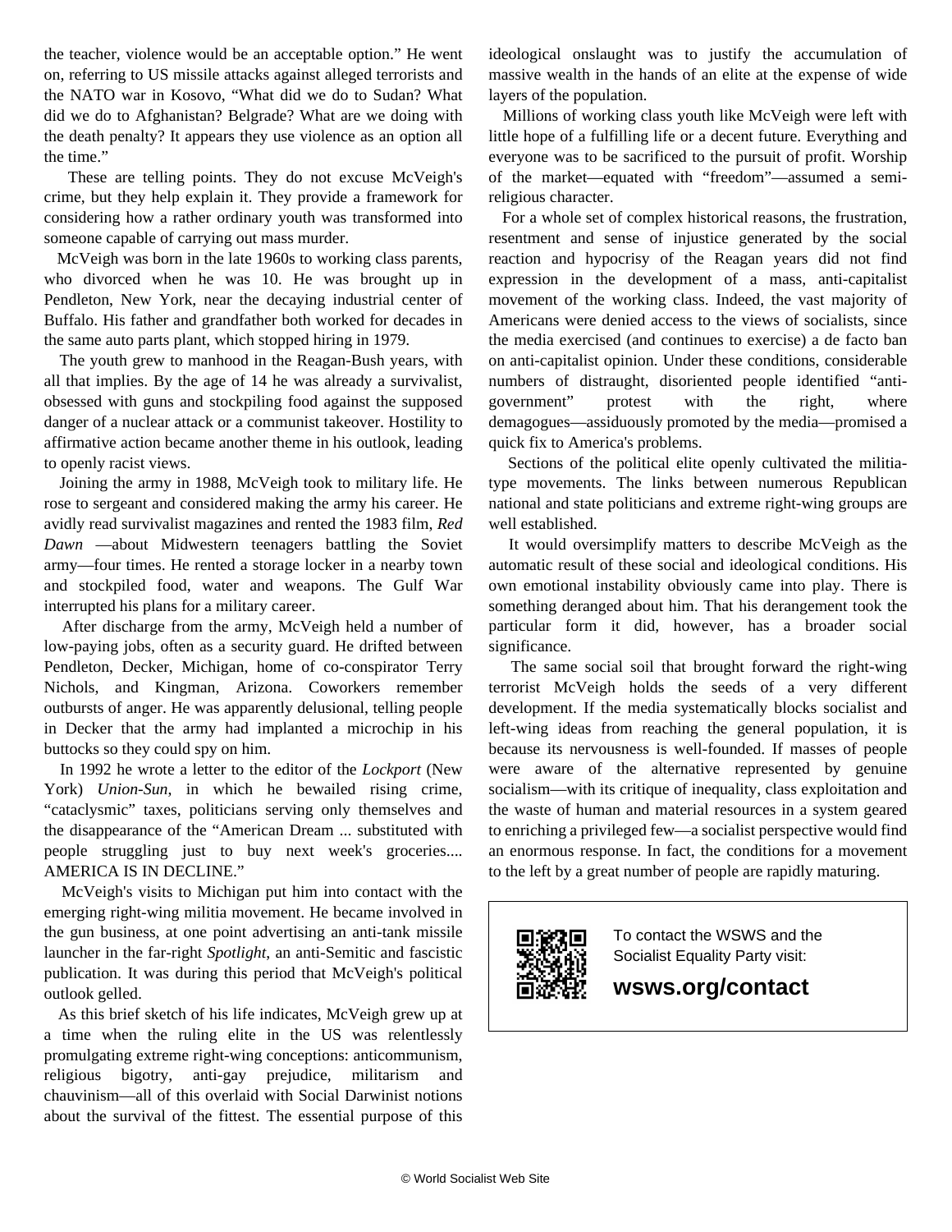the teacher, violence would be an acceptable option." He went on, referring to US missile attacks against alleged terrorists and the NATO war in Kosovo, "What did we do to Sudan? What did we do to Afghanistan? Belgrade? What are we doing with the death penalty? It appears they use violence as an option all the time."

These are telling points. They do not excuse McVeigh's crime, but they help explain it. They provide a framework for considering how a rather ordinary youth was transformed into someone capable of carrying out mass murder.

McVeigh was born in the late 1960s to working class parents, who divorced when he was 10. He was brought up in Pendleton, New York, near the decaying industrial center of Buffalo. His father and grandfather both worked for decades in the same auto parts plant, which stopped hiring in 1979.

The youth grew to manhood in the Reagan-Bush years, with all that implies. By the age of 14 he was already a survivalist, obsessed with guns and stockpiling food against the supposed danger of a nuclear attack or a communist takeover. Hostility to affirmative action became another theme in his outlook, leading to openly racist views.

Joining the army in 1988, McVeigh took to military life. He rose to sergeant and considered making the army his career. He avidly read survivalist magazines and rented the 1983 film, *Red Dawn* —about Midwestern teenagers battling the Soviet army—four times. He rented a storage locker in a nearby town and stockpiled food, water and weapons. The Gulf War interrupted his plans for a military career.

After discharge from the army, McVeigh held a number of low-paying jobs, often as a security guard. He drifted between Pendleton, Decker, Michigan, home of co-conspirator Terry Nichols, and Kingman, Arizona. Coworkers remember outbursts of anger. He was apparently delusional, telling people in Decker that the army had implanted a microchip in his buttocks so they could spy on him.

In 1992 he wrote a letter to the editor of the *Lockport* (New York) *Union-Sun*, in which he bewailed rising crime, "cataclysmic" taxes, politicians serving only themselves and the disappearance of the "American Dream ... substituted with people struggling just to buy next week's groceries.... AMERICA IS IN DECLINE."

McVeigh's visits to Michigan put him into contact with the emerging right-wing militia movement. He became involved in the gun business, at one point advertising an anti-tank missile launcher in the far-right *Spotlight*, an anti-Semitic and fascistic publication. It was during this period that McVeigh's political outlook gelled.

As this brief sketch of his life indicates, McVeigh grew up at a time when the ruling elite in the US was relentlessly promulgating extreme right-wing conceptions: anticommunism, religious bigotry, anti-gay prejudice, militarism and chauvinism—all of this overlaid with Social Darwinist notions about the survival of the fittest. The essential purpose of this ideological onslaught was to justify the accumulation of massive wealth in the hands of an elite at the expense of wide layers of the population.

Millions of working class youth like McVeigh were left with little hope of a fulfilling life or a decent future. Everything and everyone was to be sacrificed to the pursuit of profit. Worship of the market—equated with "freedom"—assumed a semi-religious character.

For a whole set of complex historical reasons, the frustration, resentment and sense of injustice generated by the social reaction and hypocrisy of the Reagan years did not find expression in the development of a mass, anti-capitalist movement of the working class. Indeed, the vast majority of Americans were denied access to the views of socialists, since the media exercised (and continues to exercise) a de facto ban on anti-capitalist opinion. Under these conditions, considerable numbers of distraught, disoriented people identified "anti-government" protest with the right, where demagogues—assiduously promoted by the media—promised a quick fix to America's problems.

Sections of the political elite openly cultivated the militia-type movements. The links between numerous Republican national and state politicians and extreme right-wing groups are well established.

It would oversimplify matters to describe McVeigh as the automatic result of these social and ideological conditions. His own emotional instability obviously came into play. There is something deranged about him. That his derangement took the particular form it did, however, has a broader social significance.

The same social soil that brought forward the right-wing terrorist McVeigh holds the seeds of a very different development. If the media systematically blocks socialist and left-wing ideas from reaching the general population, it is because its nervousness is well-founded. If masses of people were aware of the alternative represented by genuine socialism—with its critique of inequality, class exploitation and the waste of human and material resources in a system geared to enriching a privileged few—a socialist perspective would find an enormous response. In fact, the conditions for a movement to the left by a great number of people are rapidly maturing.

To contact the WSWS and the Socialist Equality Party visit:

**wsws.org/contact**